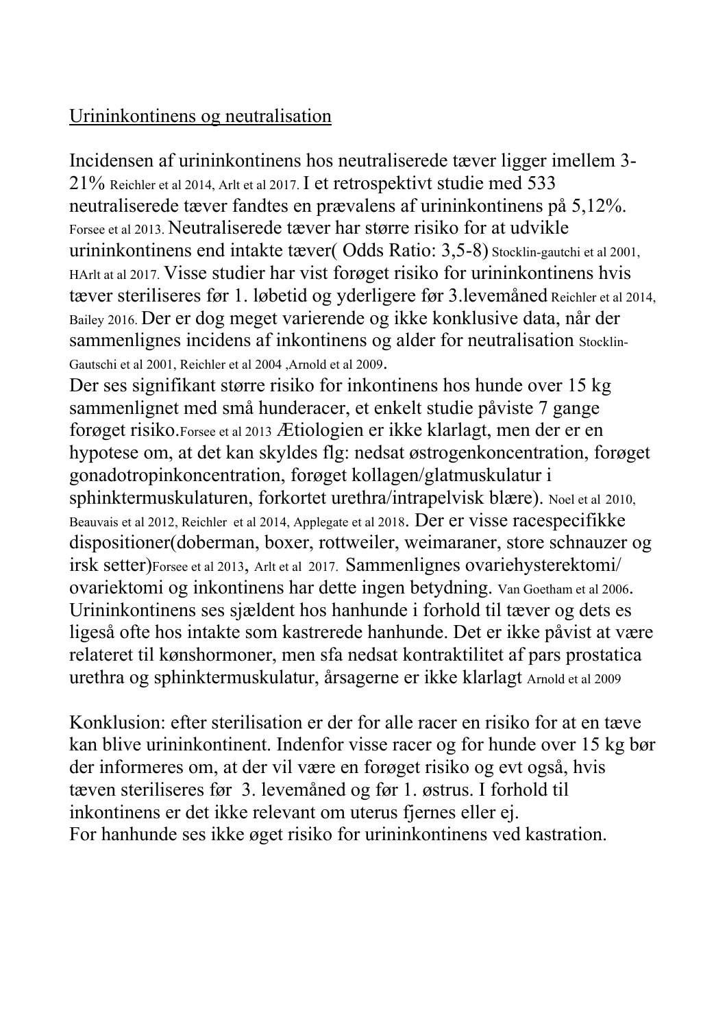Urininkontinens og neutralisation

Incidensen af urininkontinens hos neutraliserede tæver ligger imellem 3-21% Reichler et al 2014, Arlt et al 2017. I et retrospektivt studie med 533 neutraliserede tæver fandtes en prævalens af urininkontinens på 5,12%. Forsee et al 2013. Neutraliserede tæver har større risiko for at udvikle urininkontinens end intakte tæver( Odds Ratio: 3,5-8) Stocklin-gautchi et al 2001, HArlt at al 2017. Visse studier har vist forøget risiko for urininkontinens hvis tæver steriliseres før 1. løbetid og yderligere før 3.levemåned Reichler et al 2014, Bailey 2016. Der er dog meget varierende og ikke konklusive data, når der sammenlignes incidens af inkontinens og alder for neutralisation Stocklin-Gautschi et al 2001, Reichler et al 2004 ,Arnold et al 2009.
Der ses signifikant større risiko for inkontinens hos hunde over 15 kg sammenlignet med små hunderacer, et enkelt studie påviste 7 gange forøget risiko.Forsee et al 2013 Ætiologien er ikke klarlagt, men der er en hypotese om, at det kan skyldes flg: nedsat østrogenkoncentration, forøget gonadotropinkoncentration, forøget kollagen/glatmuskulatur i sphinktermuskulaturen, forkortet urethra/intrapelvisk blære). Noel et al 2010, Beauvais et al 2012, Reichler et al 2014, Applegate et al 2018. Der er visse racespecifikke dispositioner(doberman, boxer, rottweiler, weimaraner, store schnauzer og irsk setter)Forsee et al 2013, Arlt et al 2017. Sammenlignes ovariehysterektomi/ ovariektomi og inkontinens har dette ingen betydning. Van Goetham et al 2006. Urininkontinens ses sjældent hos hanhunde i forhold til tæver og dets es ligeså ofte hos intakte som kastrerede hanhunde. Det er ikke påvist at være relateret til kønshormoner, men sfa nedsat kontraktilitet af pars prostatica urethra og sphinktermuskulatur, årsagerne er ikke klarlagt Arnold et al 2009

Konklusion: efter sterilisation er der for alle racer en risiko for at en tæve kan blive urininkontinent. Indenfor visse racer og for hunde over 15 kg bør der informeres om, at der vil være en forøget risiko og evt også, hvis tæven steriliseres før 3. levemåned og før 1. østrus. I forhold til inkontinens er det ikke relevant om uterus fjernes eller ej.
For hanhunde ses ikke øget risiko for urininkontinens ved kastration.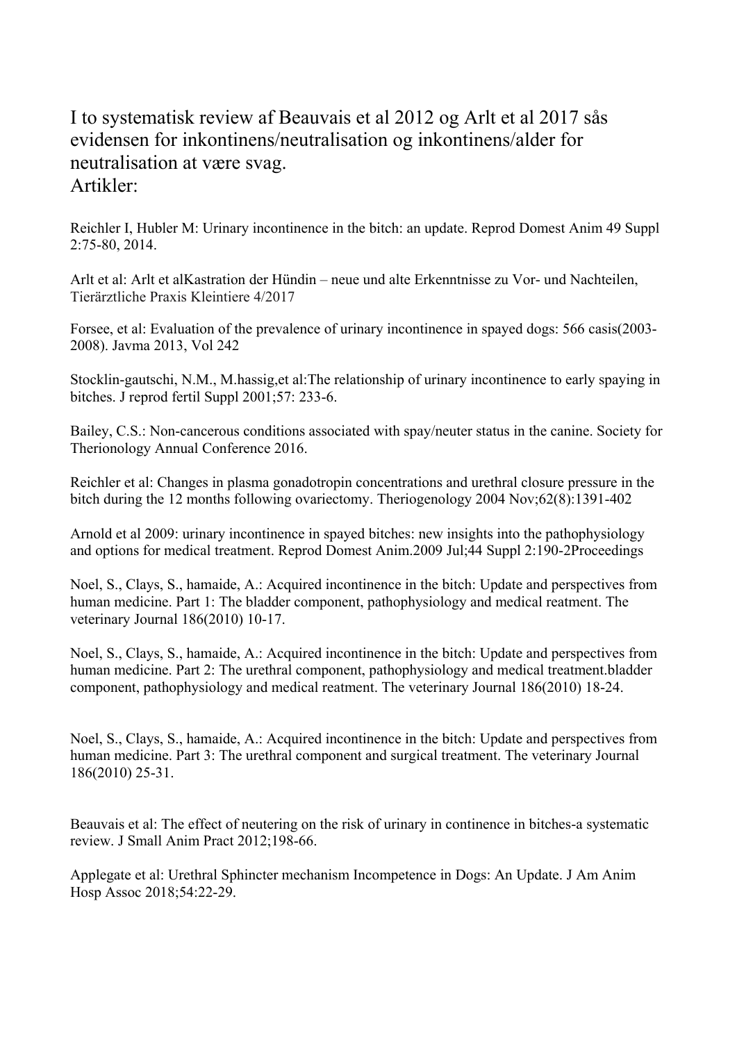I to systematisk review af Beauvais et al 2012 og Arlt et al 2017 sås evidensen for inkontinens/neutralisation og inkontinens/alder for neutralisation at være svag.
Artikler:

Reichler I, Hubler M: Urinary incontinence in the bitch: an update. Reprod Domest Anim 49 Suppl 2:75-80, 2014.

Arlt et al: Arlt et alKastration der Hündin – neue und alte Erkenntnisse zu Vor- und Nachteilen, Tierärztliche Praxis Kleintiere 4/2017

Forsee, et al: Evaluation of the prevalence of urinary incontinence in spayed dogs: 566 casis(2003-2008). Javma 2013, Vol 242

Stocklin-gautschi, N.M., M.hassig,et al:The relationship of urinary incontinence to early spaying in bitches. J reprod fertil Suppl 2001;57: 233-6.

Bailey, C.S.: Non-cancerous conditions associated with spay/neuter status in the canine. Society for Therionology Annual Conference 2016.

Reichler et al: Changes in plasma gonadotropin concentrations and urethral closure pressure in the bitch during the 12 months following ovariectomy. Theriogenology 2004 Nov;62(8):1391-402

Arnold et al 2009: urinary incontinence in spayed bitches: new insights into the pathophysiology and options for medical treatment. Reprod Domest Anim.2009 Jul;44 Suppl 2:190-2Proceedings

Noel, S., Clays, S., hamaide, A.: Acquired incontinence in the bitch: Update and perspectives from human medicine. Part 1: The bladder component, pathophysiology and medical reatment. The veterinary Journal 186(2010) 10-17.

Noel, S., Clays, S., hamaide, A.: Acquired incontinence in the bitch: Update and perspectives from human medicine. Part 2: The urethral component, pathophysiology and medical treatment.bladder component, pathophysiology and medical reatment. The veterinary Journal 186(2010) 18-24.

Noel, S., Clays, S., hamaide, A.: Acquired incontinence in the bitch: Update and perspectives from human medicine. Part 3: The urethral component and surgical treatment. The veterinary Journal 186(2010) 25-31.

Beauvais et al: The effect of neutering on the risk of urinary in continence in bitches-a systematic review. J Small Anim Pract 2012;198-66.

Applegate et al: Urethral Sphincter mechanism Incompetence in Dogs: An Update. J Am Anim Hosp Assoc 2018;54:22-29.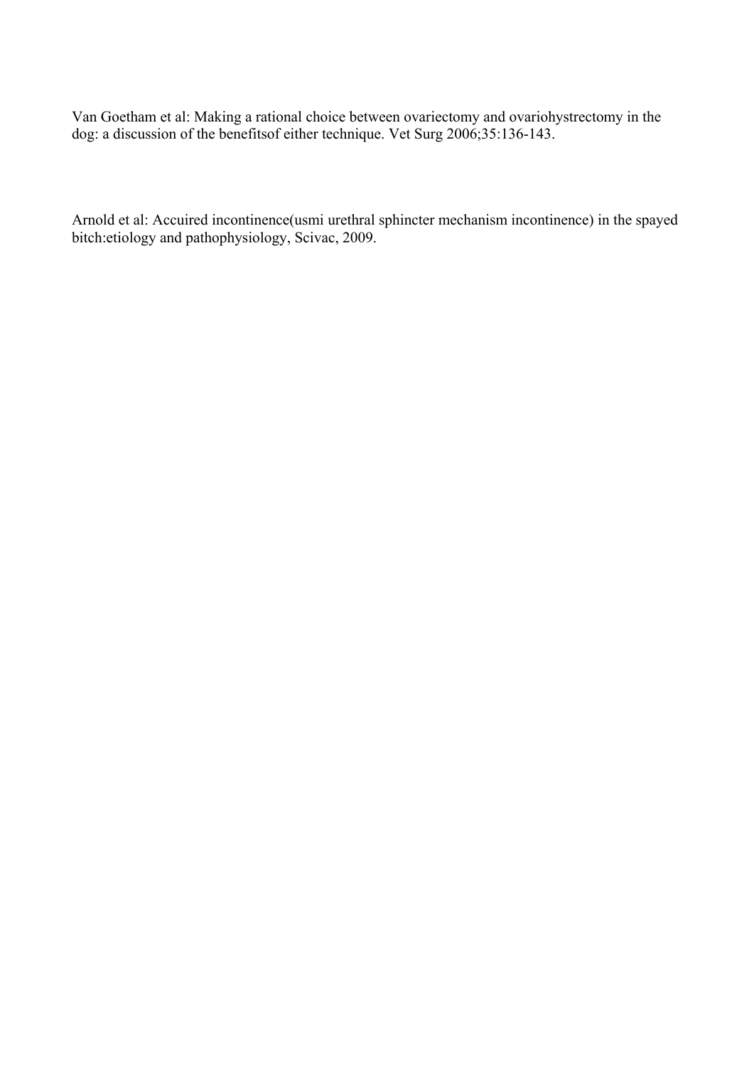Van Goetham et al: Making a rational choice between ovariectomy and ovariohystrectomy in the dog: a discussion of the benefitsof either technique. Vet Surg 2006;35:136-143.

Arnold et al: Accuired incontinence(usmi urethral sphincter mechanism incontinence) in the spayed bitch:etiology and pathophysiology, Scivac, 2009.